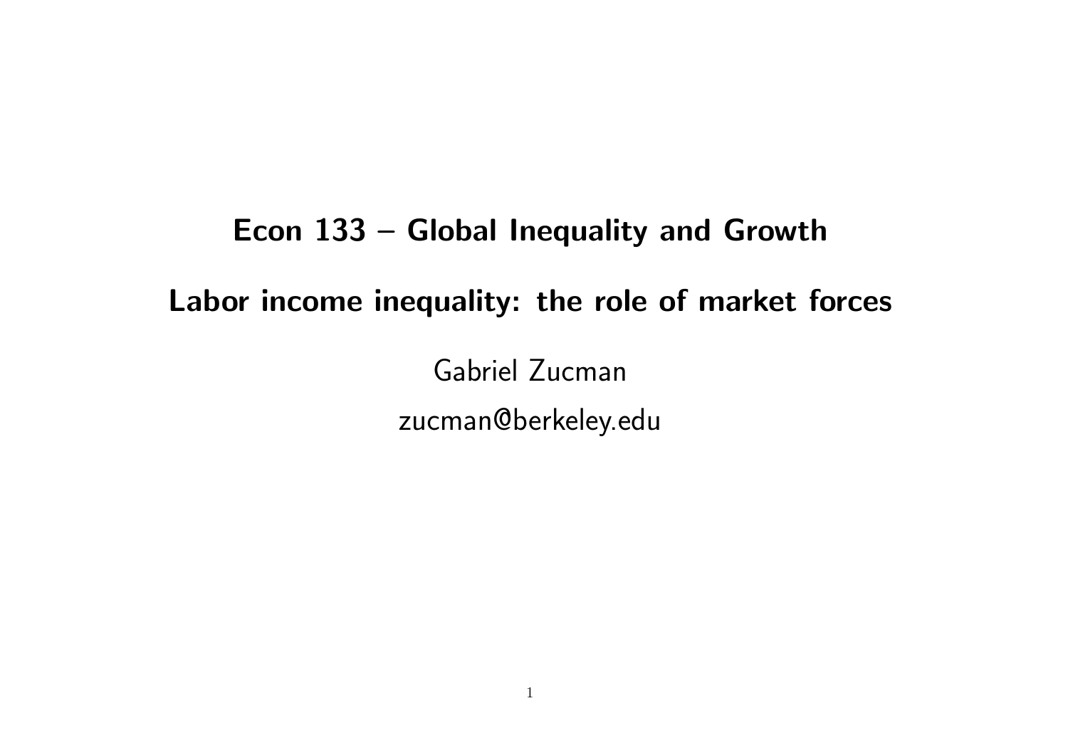# Econ 133 – Global Inequality and Growth

## Labor income inequality: the role of market forces

Gabriel Zucman

zucman@berkeley.edu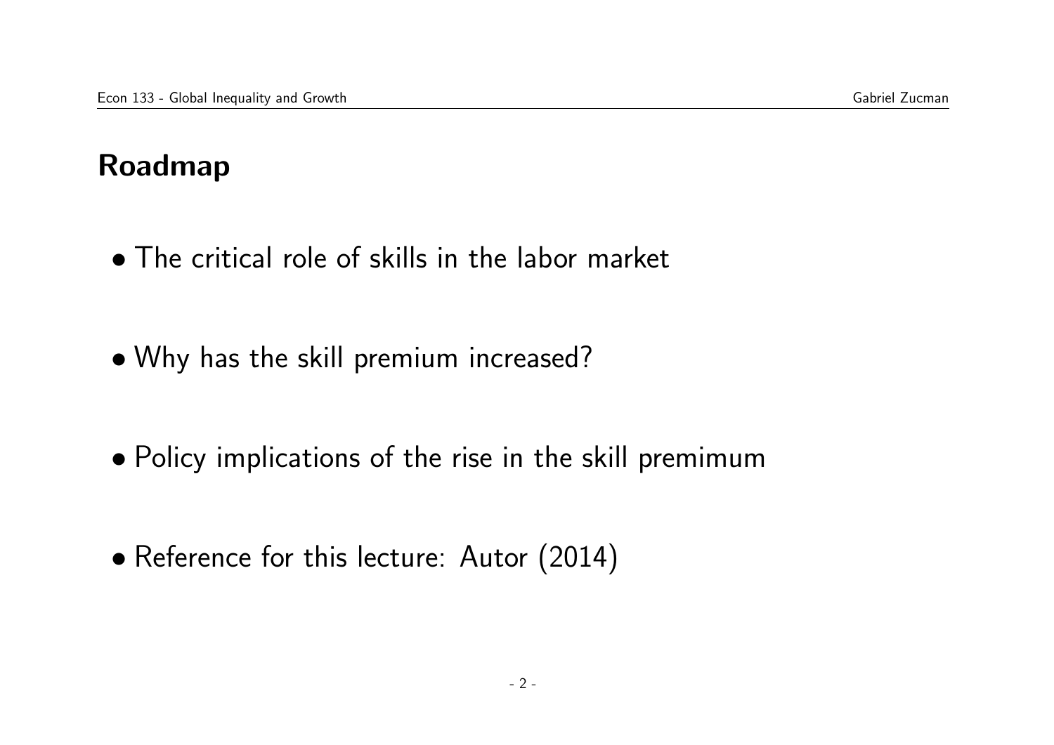## Roadmap

- The critical role of skills in the labor market
- Why has the skill premium increased?
- Policy implications of the rise in the skill premimum
- Reference for this lecture: Autor (2014)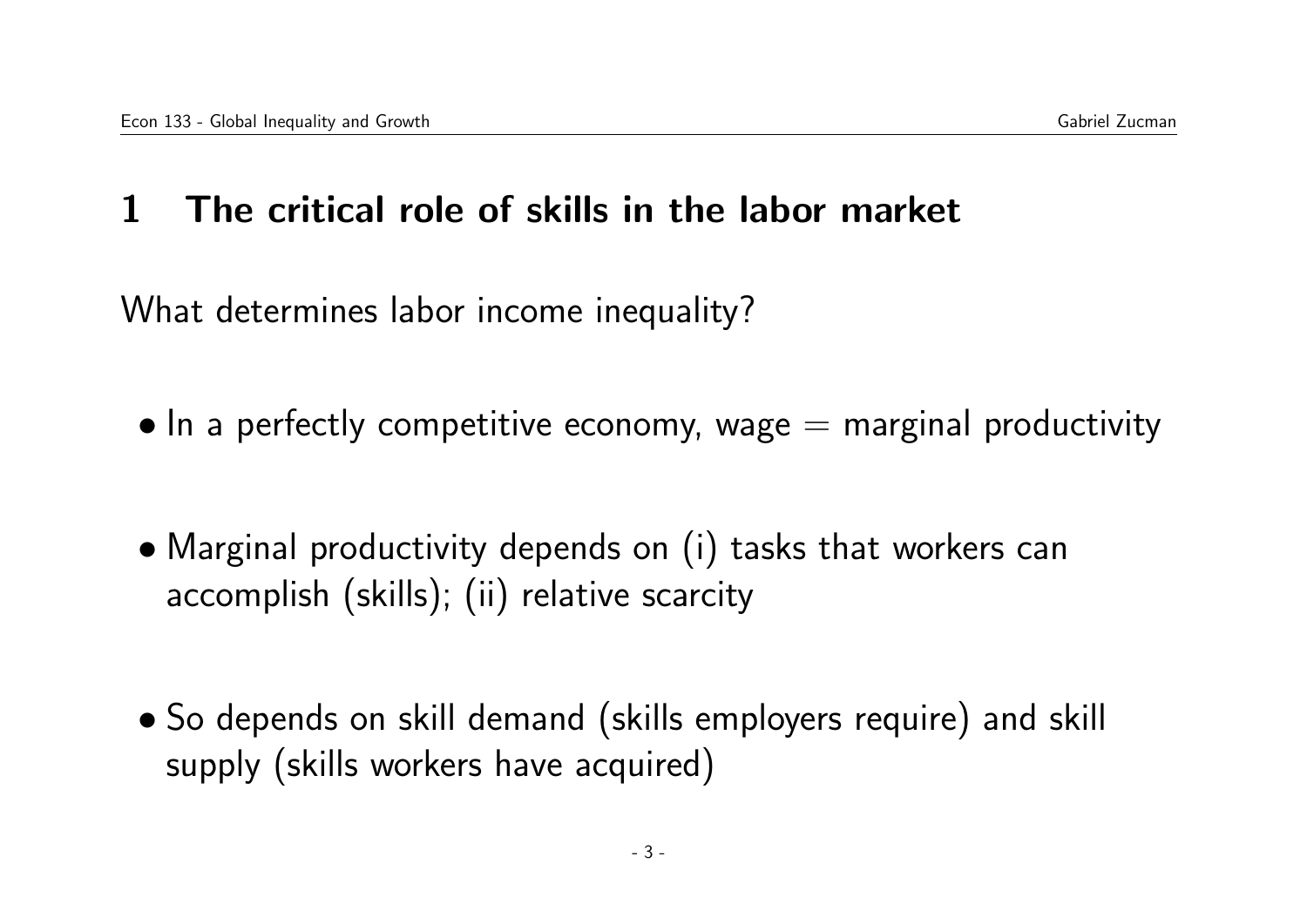# 1 The critical role of skills in the labor market

What determines labor income inequality?

- In a perfectly competitive economy, wage = marginal productivity

- Marginal productivity depends on (i) tasks that workers can accomplish (skills); (ii) relative scarcity

- So depends on skill demand (skills employers require) and skill supply (skills workers have acquired)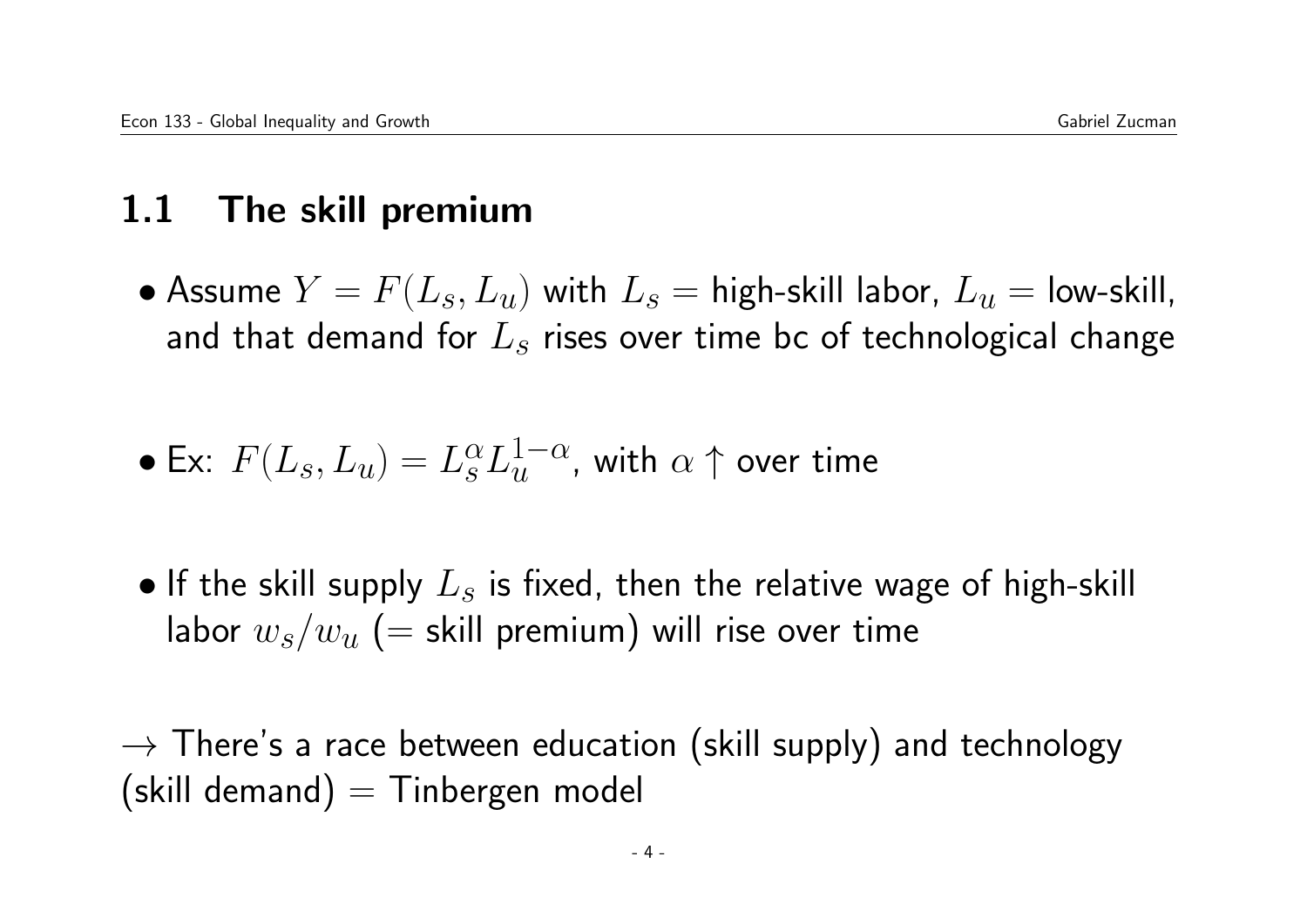## 1.1 The skill premium

- Assume $Y = F(L_s, L_u)$ with $L_s$ = high-skill labor, $L_u$ = low-skill, and that demand for $L_s$ rises over time bc of technological change

- Ex: $F(L_s, L_u) = L_s^{\alpha} L_u^{1-\alpha}$, with $\alpha \uparrow$ over time

- If the skill supply $L_s$ is fixed, then the relative wage of high-skill labor $w_s/w_u$ (= skill premium) will rise over time

$\rightarrow$ There's a race between education (skill supply) and technology (skill demand) = Tinbergen model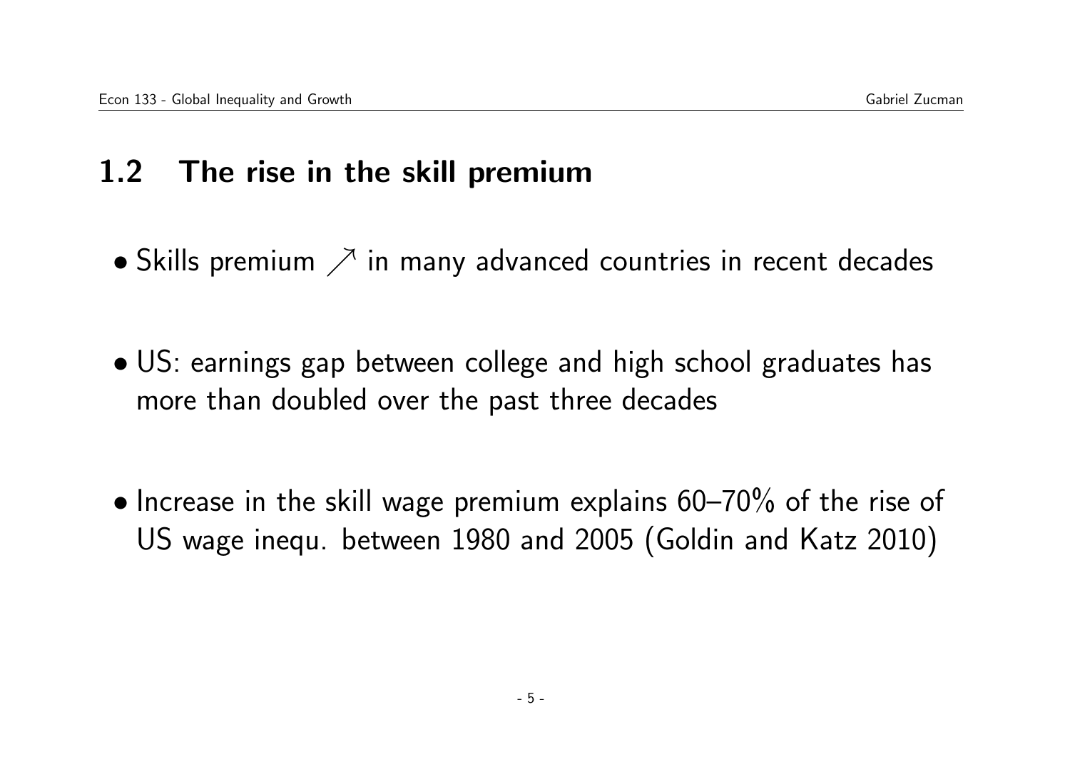## 1.2 The rise in the skill premium

- Skills premium $\nearrow$ in many advanced countries in recent decades

- US: earnings gap between college and high school graduates has more than doubled over the past three decades

- Increase in the skill wage premium explains 60–70% of the rise of US wage inequ. between 1980 and 2005 (Goldin and Katz 2010)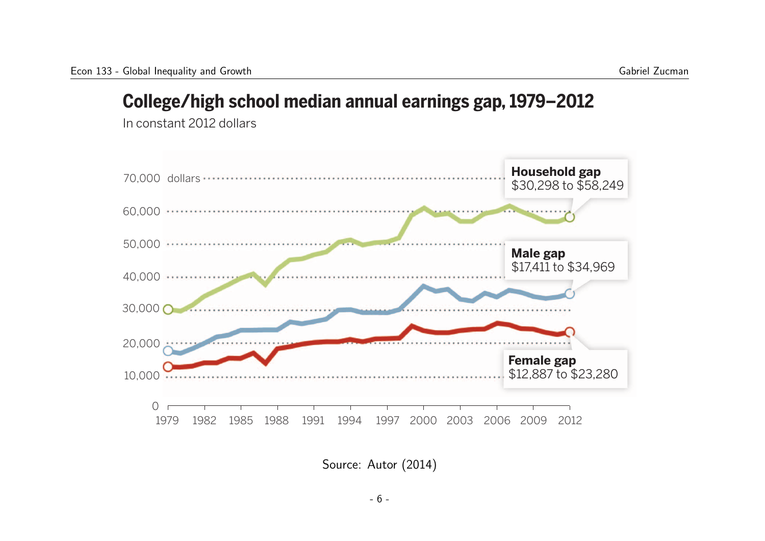# College/high school median annual earnings gap, 1979–2012

In constant 2012 dollars

70,000 dollars
60,000
50,000
40,000
30,000
20,000
10,000
0

1979 1982 1985 1988 1991 1994 1997 2000 2003 2006 2009 2012

**Household gap**
$30,298 to $58,249

**Male gap**
$17,411 to $34,969

**Female gap**
$12,887 to $23,280

Source: Autor (2014)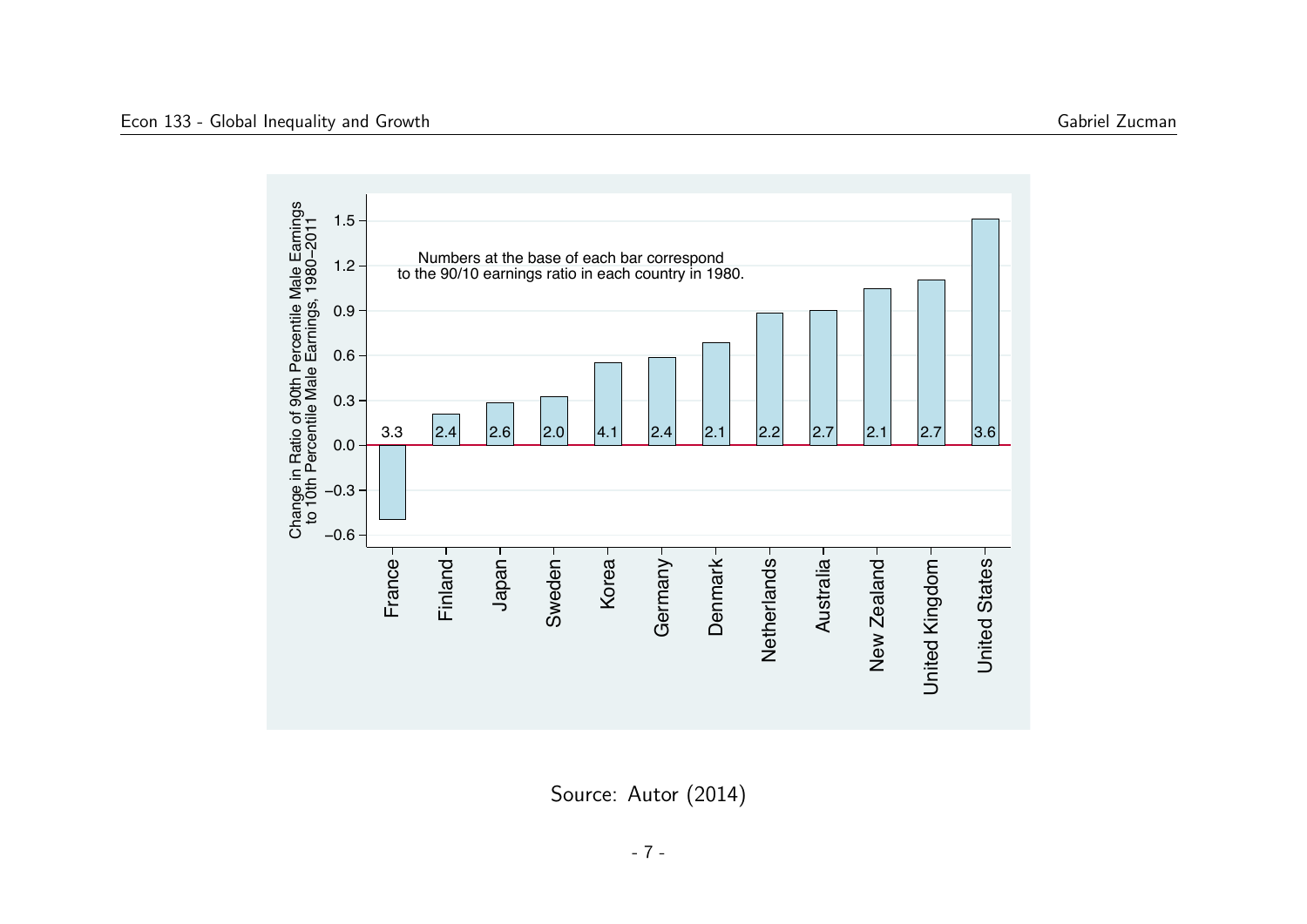Change in Ratio of 90th Percentile Male Earnings to 10th Percentile Male Earnings, 1980–2011

1.5
1.2
0.9
0.6
0.3
0.0
−0.3
−0.6

Numbers at the base of each bar correspond to the 90/10 earnings ratio in each country in 1980.

3.3
2.4
2.6
2.0
4.1
2.4
2.1
2.2
2.7
2.1
2.7
3.6

France
Finland
Japan
Sweden
Korea
Germany
Denmark
Netherlands
Australia
New Zealand
United Kingdom
United States

Source: Autor (2014)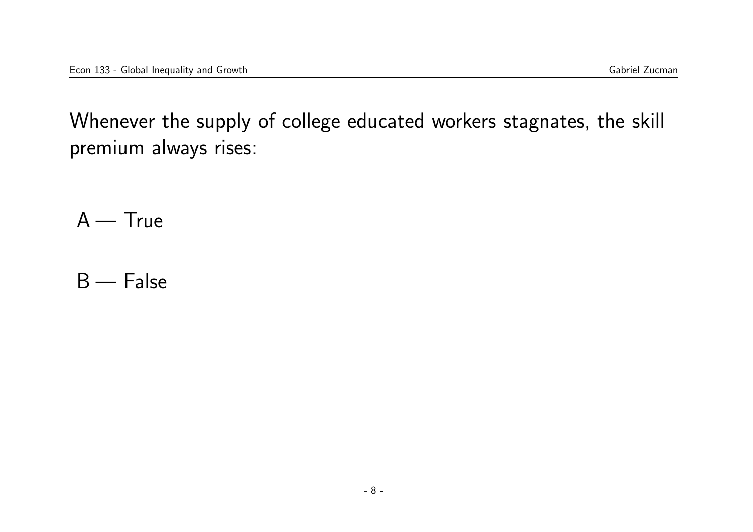Whenever the supply of college educated workers stagnates, the skill premium always rises:

A — True

B — False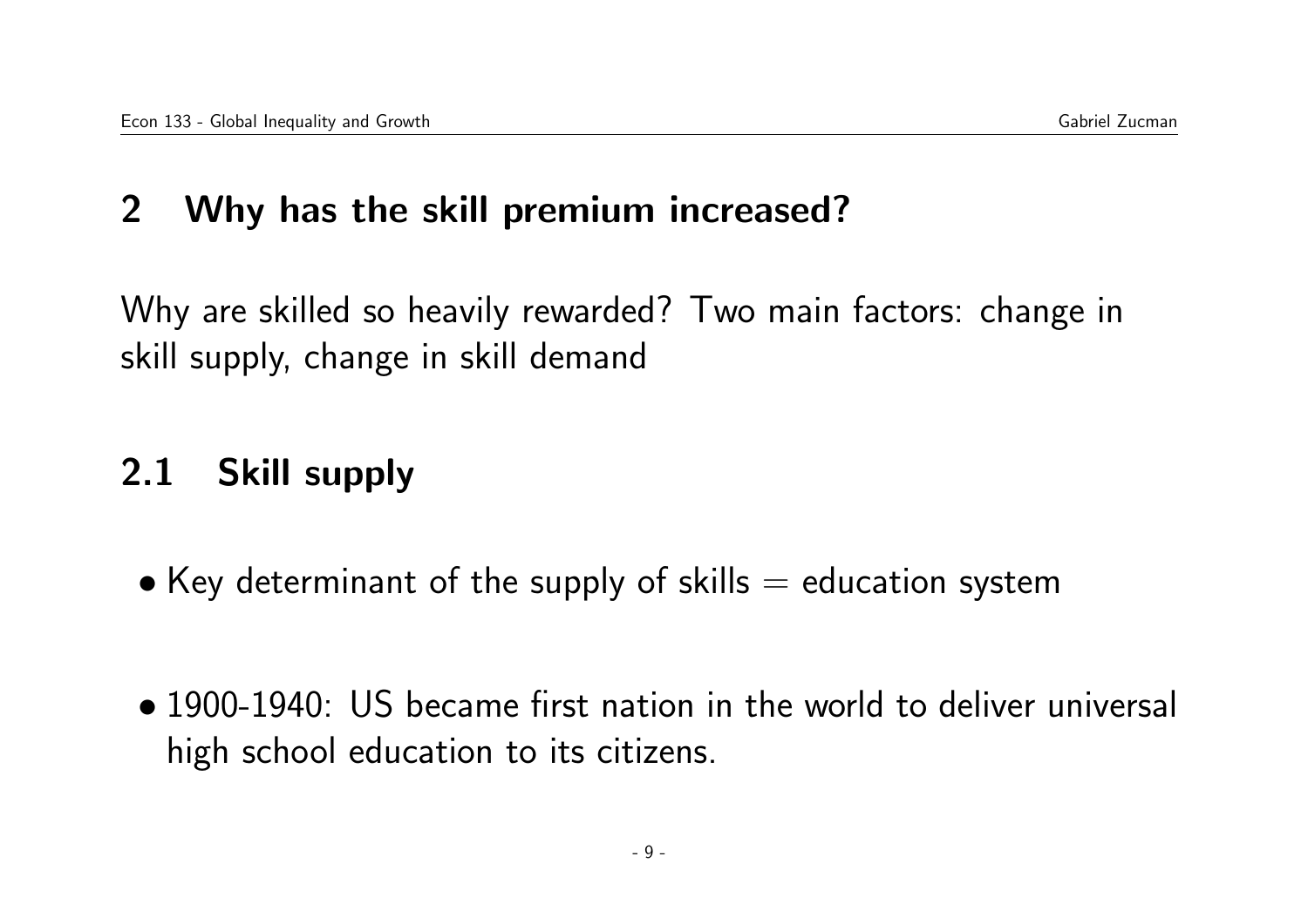## 2 Why has the skill premium increased?

Why are skilled so heavily rewarded? Two main factors: change in skill supply, change in skill demand

### 2.1 Skill supply

- Key determinant of the supply of skills = education system

- 1900-1940: US became first nation in the world to deliver universal high school education to its citizens.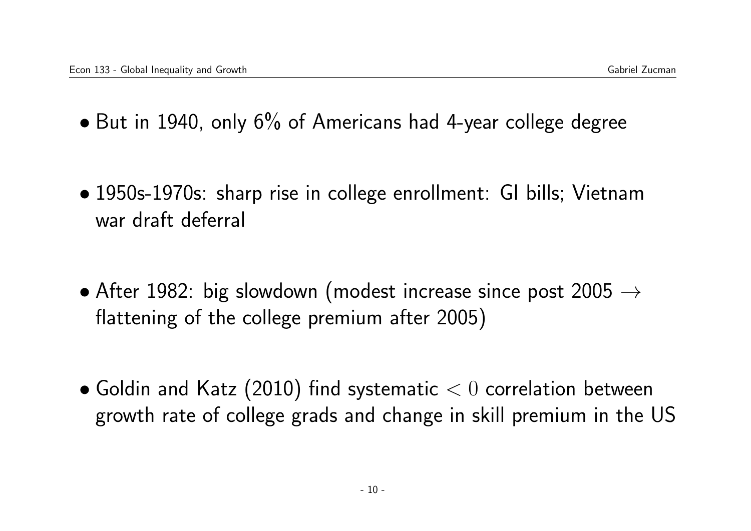- But in 1940, only 6% of Americans had 4-year college degree

- 1950s-1970s: sharp rise in college enrollment: GI bills; Vietnam war draft deferral

- After 1982: big slowdown (modest increase since post 2005 $\rightarrow$ flattening of the college premium after 2005)

- Goldin and Katz (2010) find systematic $< 0$ correlation between growth rate of college grads and change in skill premium in the US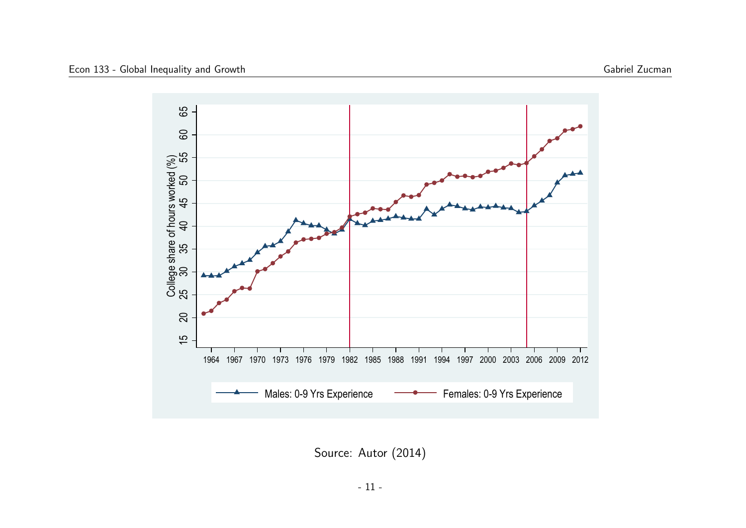College share of hours worked (%)

Males: 0-9 Yrs Experience — Females: 0-9 Yrs Experience

Source: Autor (2014)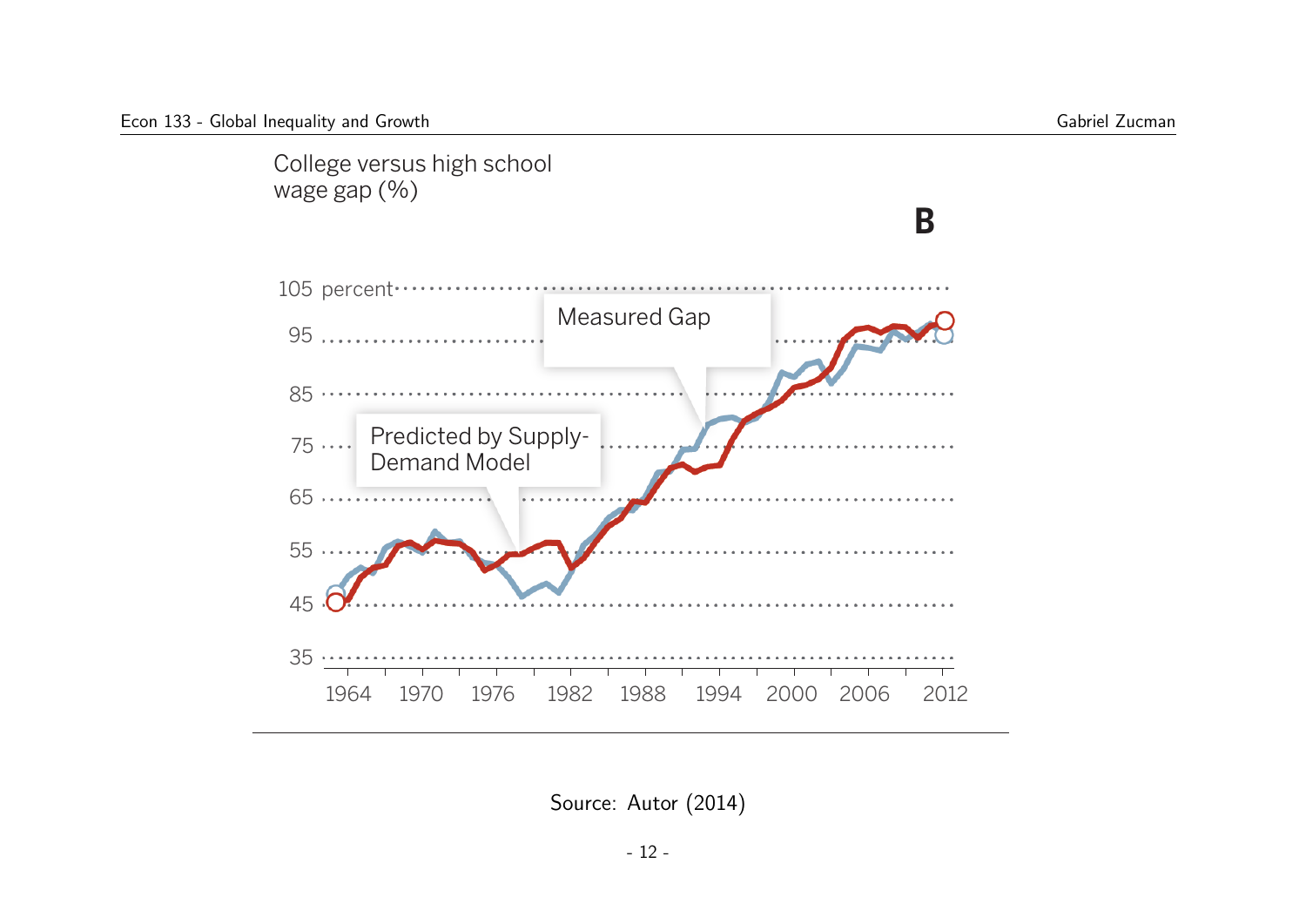College versus high school
wage gap (%)

B

105 percent
95
85
75
65
55
45
35

1964
1970
1976
1982
1988
1994
2000
2006
2012

Measured Gap

Predicted by Supply-
Demand Model

Source: Autor (2014)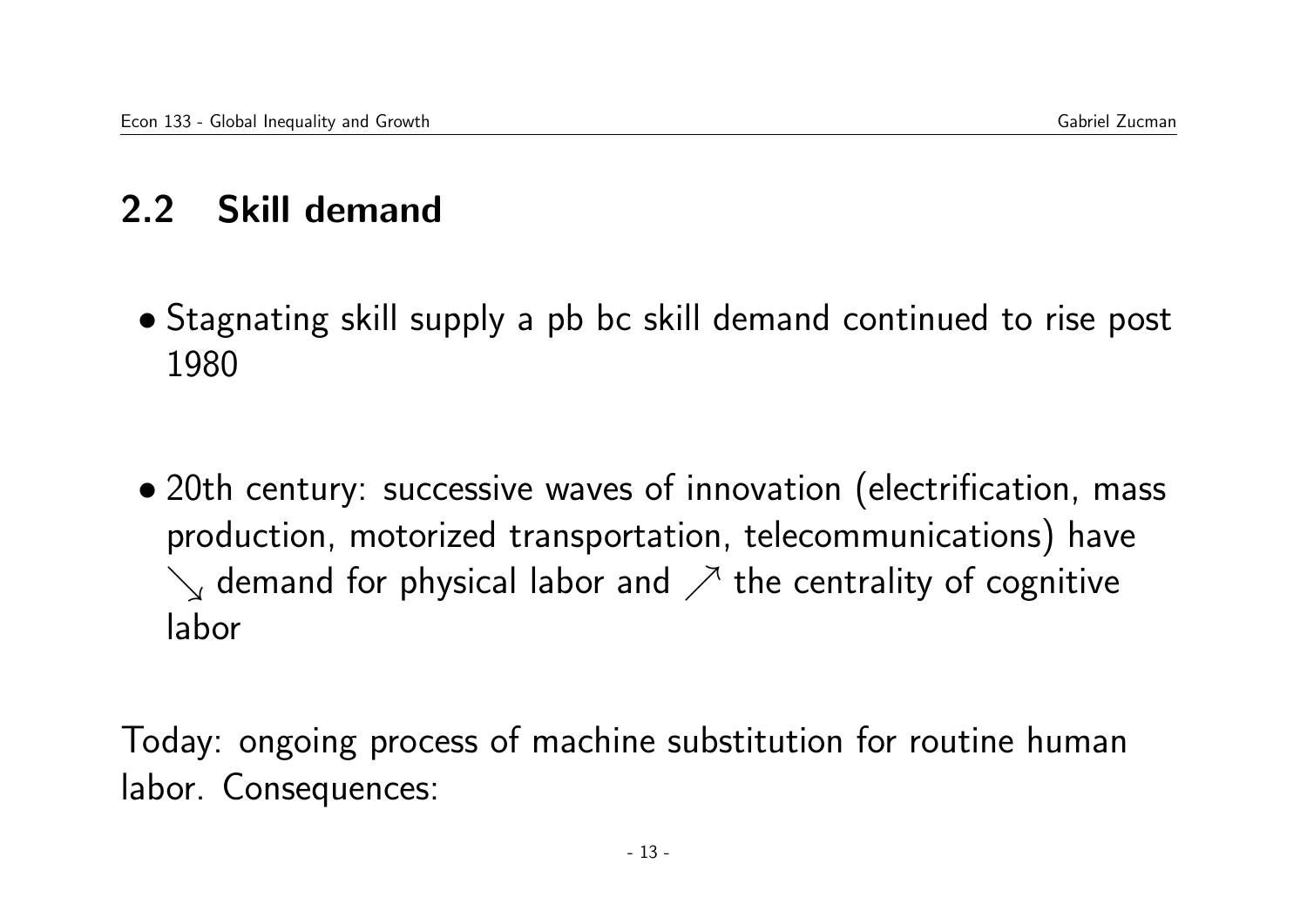## 2.2 Skill demand

- Stagnating skill supply a pb bc skill demand continued to rise post 1980

- 20th century: successive waves of innovation (electrification, mass production, motorized transportation, telecommunications) have $\searrow$ demand for physical labor and $\nearrow$ the centrality of cognitive labor

Today: ongoing process of machine substitution for routine human labor. Consequences: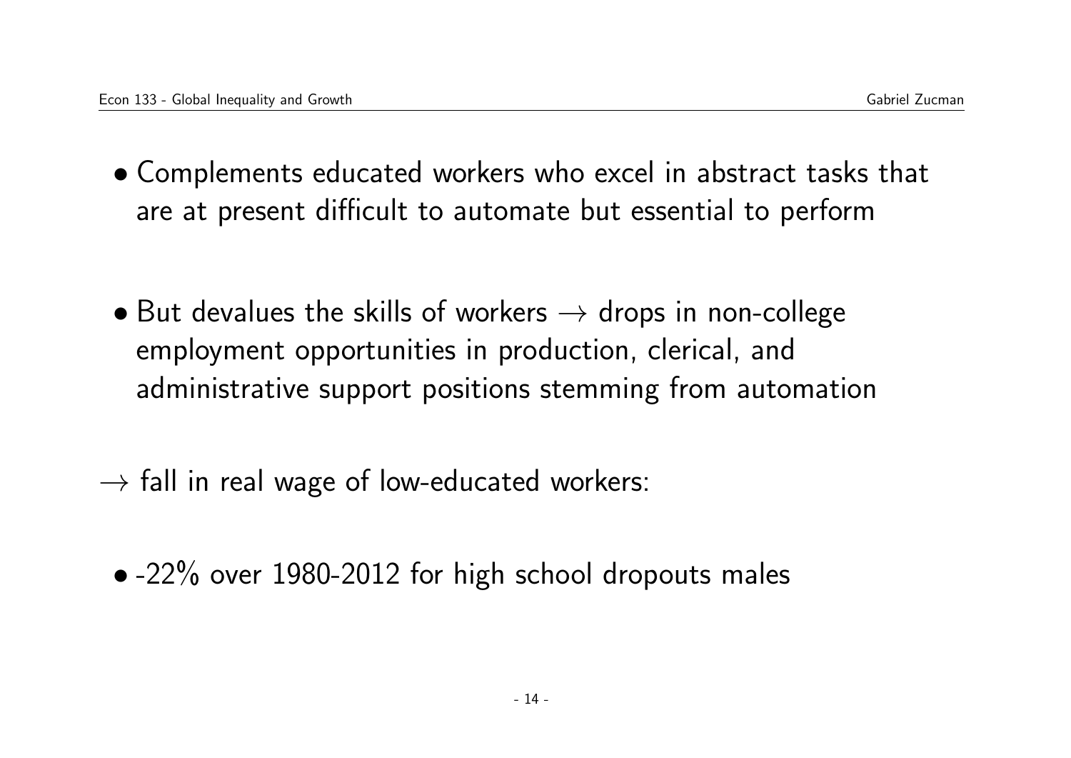- Complements educated workers who excel in abstract tasks that are at present difficult to automate but essential to perform

- But devalues the skills of workers $\rightarrow$ drops in non-college employment opportunities in production, clerical, and administrative support positions stemming from automation

$\rightarrow$ fall in real wage of low-educated workers:

- -22% over 1980-2012 for high school dropouts males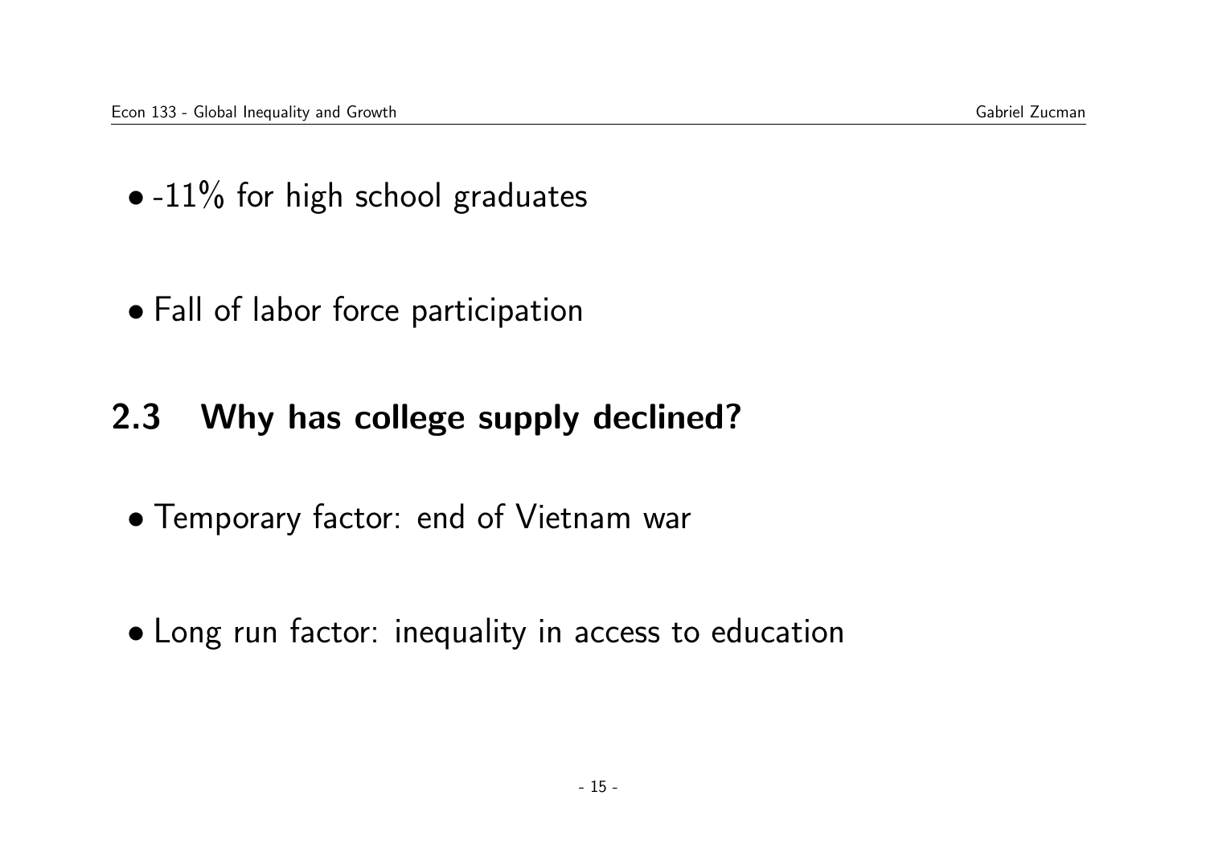- -11% for high school graduates

- Fall of labor force participation

## 2.3 Why has college supply declined?

- Temporary factor: end of Vietnam war

- Long run factor: inequality in access to education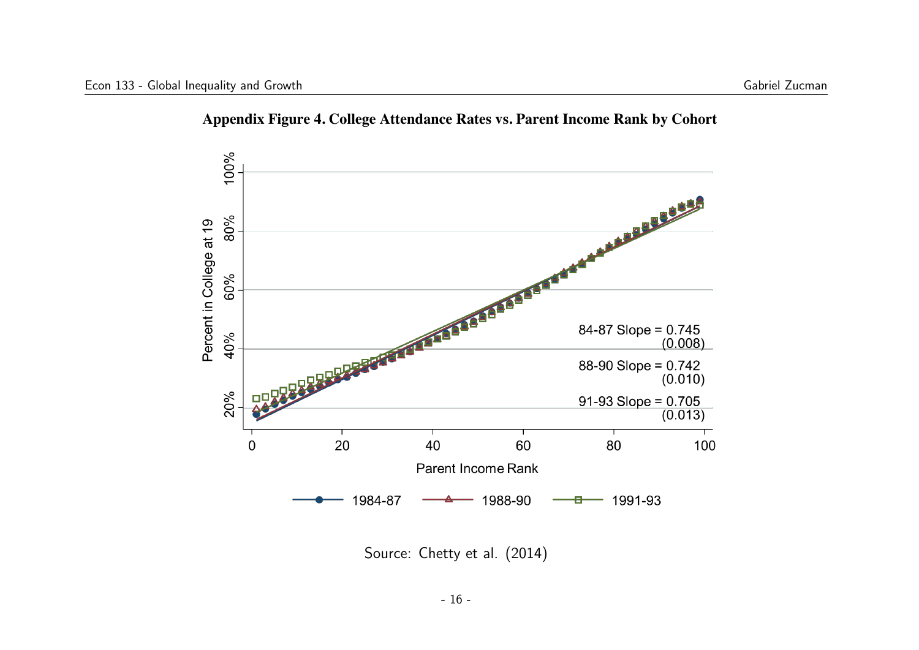**Appendix Figure 4. College Attendance Rates vs. Parent Income Rank by Cohort**

Percent in College at 19

100%
80%
60%
40%
20%

0 20 40 60 80 100

Parent Income Rank

84-87 Slope = 0.745
(0.008)

88-90 Slope = 0.742
(0.010)

91-93 Slope = 0.705
(0.013)

1984-87 1988-90 1991-93

Source: Chetty et al. (2014)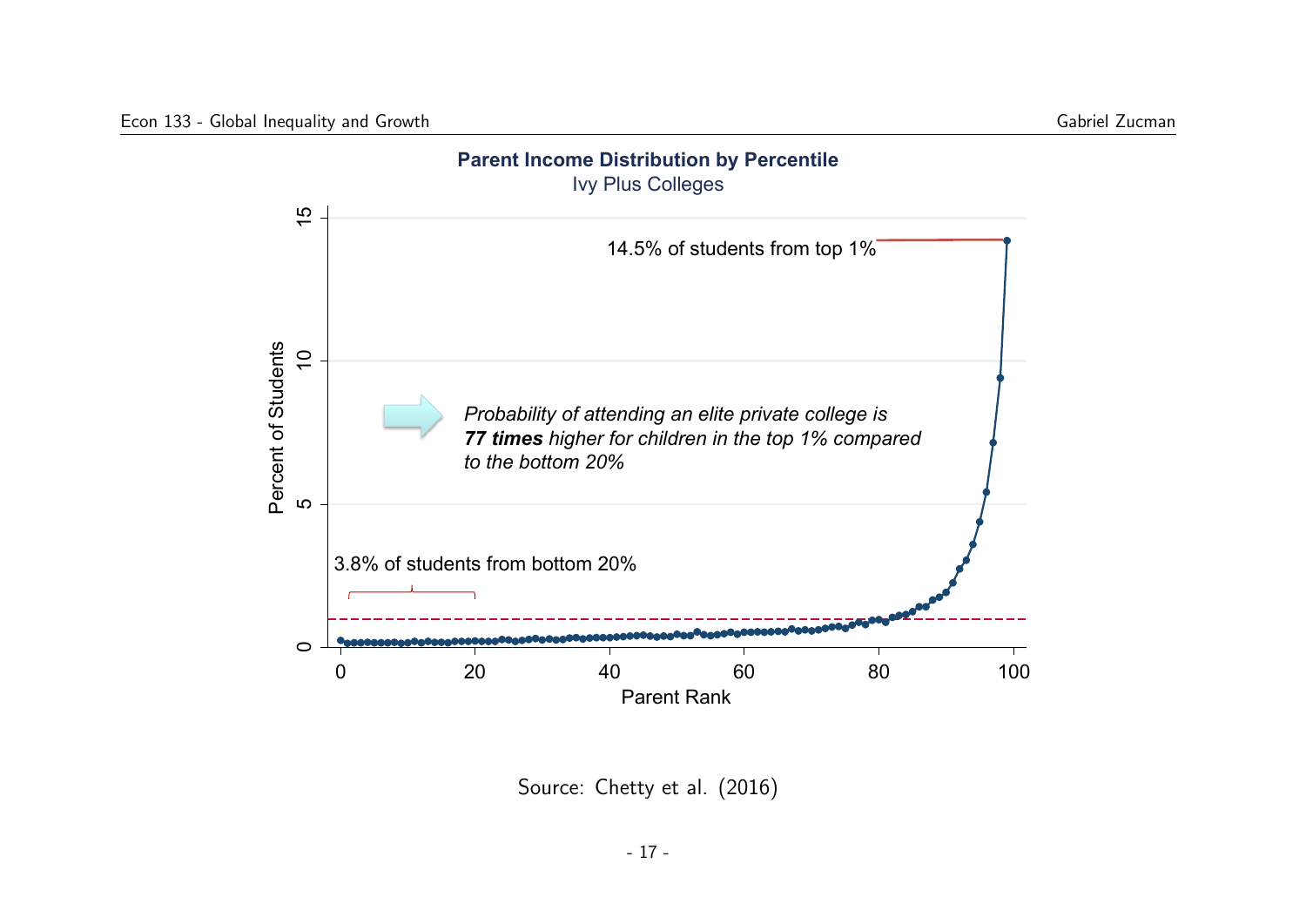**Parent Income Distribution by Percentile**

Ivy Plus Colleges

14.5% of students from top 1%

*Probability of attending an elite private college is **77 times** higher for children in the top 1% compared to the bottom 20%*

3.8% of students from bottom 20%

Percent of Students

0

5

10

15

0

20

40

60

80

100

Parent Rank

Source: Chetty et al. (2016)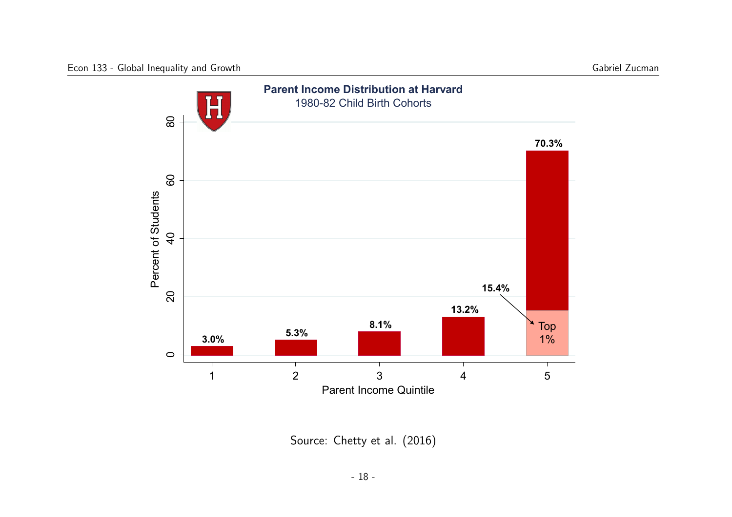**Parent Income Distribution at Harvard**
1980-82 Child Birth Cohorts

| Parent Income Quintile | Percent of Students |
|---|---|
| 1 | 3.0% |
| 2 | 5.3% |
| 3 | 8.1% |
| 4 | 13.2% |
| 5 | 70.3% |

Top 1%: 15.4%

Source: Chetty et al. (2016)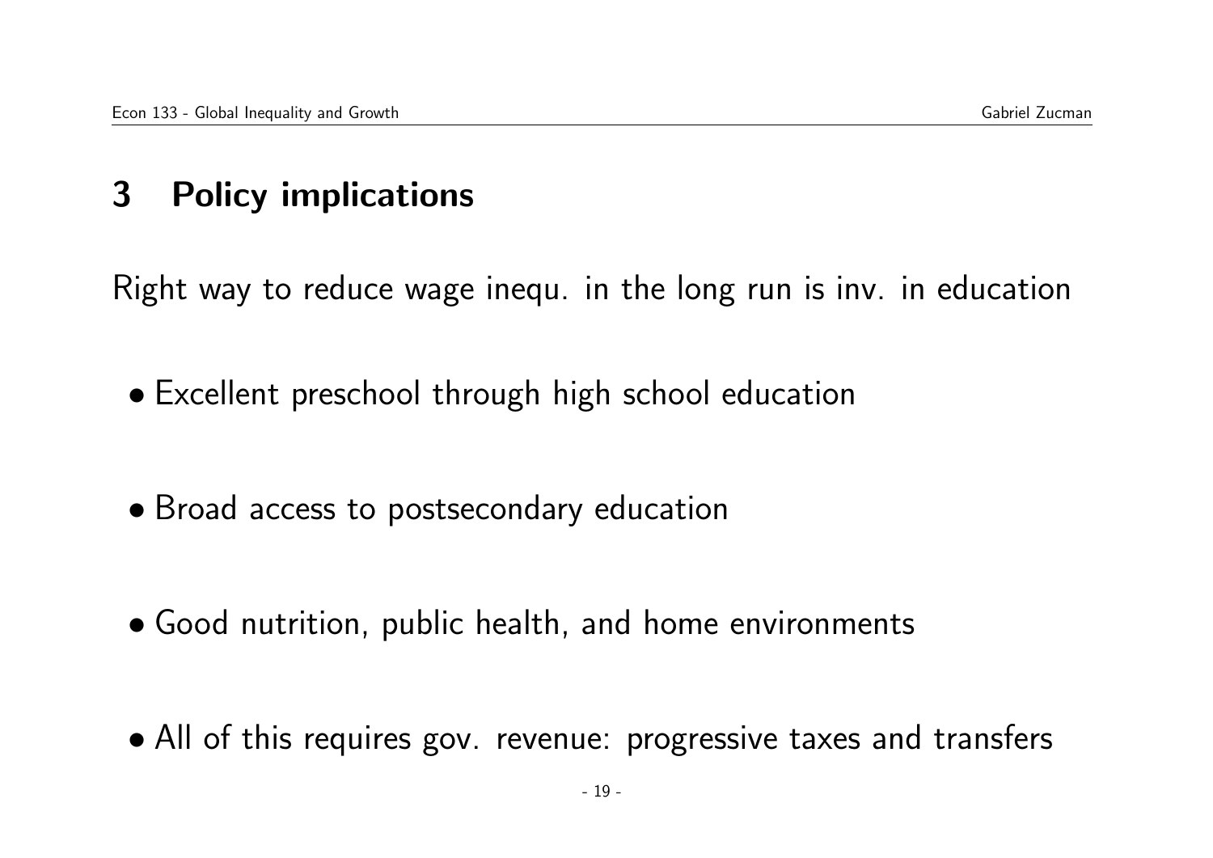## 3 Policy implications

Right way to reduce wage inequ. in the long run is inv. in education

- Excellent preschool through high school education
- Broad access to postsecondary education
- Good nutrition, public health, and home environments
- All of this requires gov. revenue: progressive taxes and transfers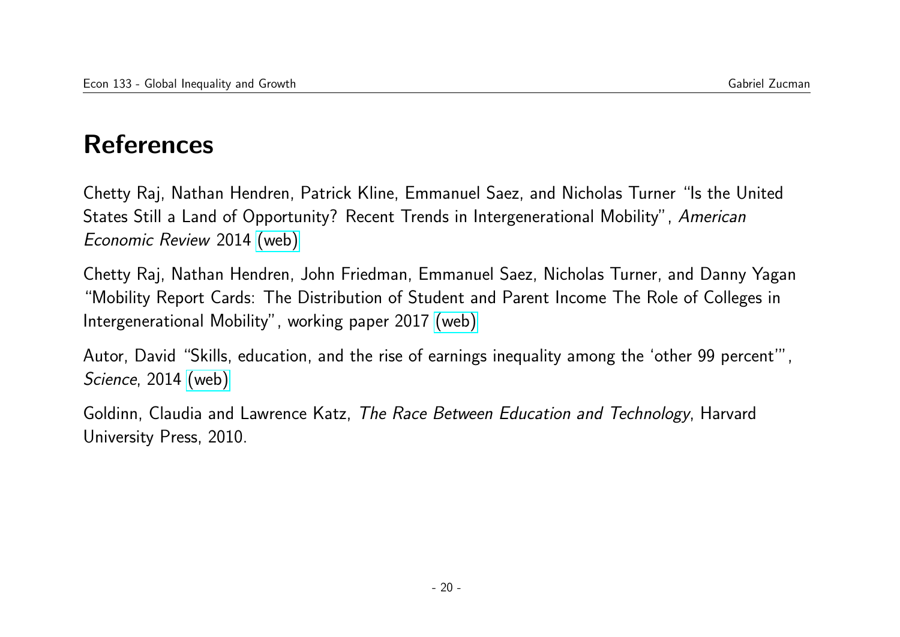# References

Chetty Raj, Nathan Hendren, Patrick Kline, Emmanuel Saez, and Nicholas Turner "Is the United States Still a Land of Opportunity? Recent Trends in Intergenerational Mobility", *American Economic Review* 2014 (web)

Chetty Raj, Nathan Hendren, John Friedman, Emmanuel Saez, Nicholas Turner, and Danny Yagan "Mobility Report Cards: The Distribution of Student and Parent Income The Role of Colleges in Intergenerational Mobility", working paper 2017 (web)

Autor, David "Skills, education, and the rise of earnings inequality among the 'other 99 percent'", *Science*, 2014 (web)

Goldinn, Claudia and Lawrence Katz, *The Race Between Education and Technology*, Harvard University Press, 2010.